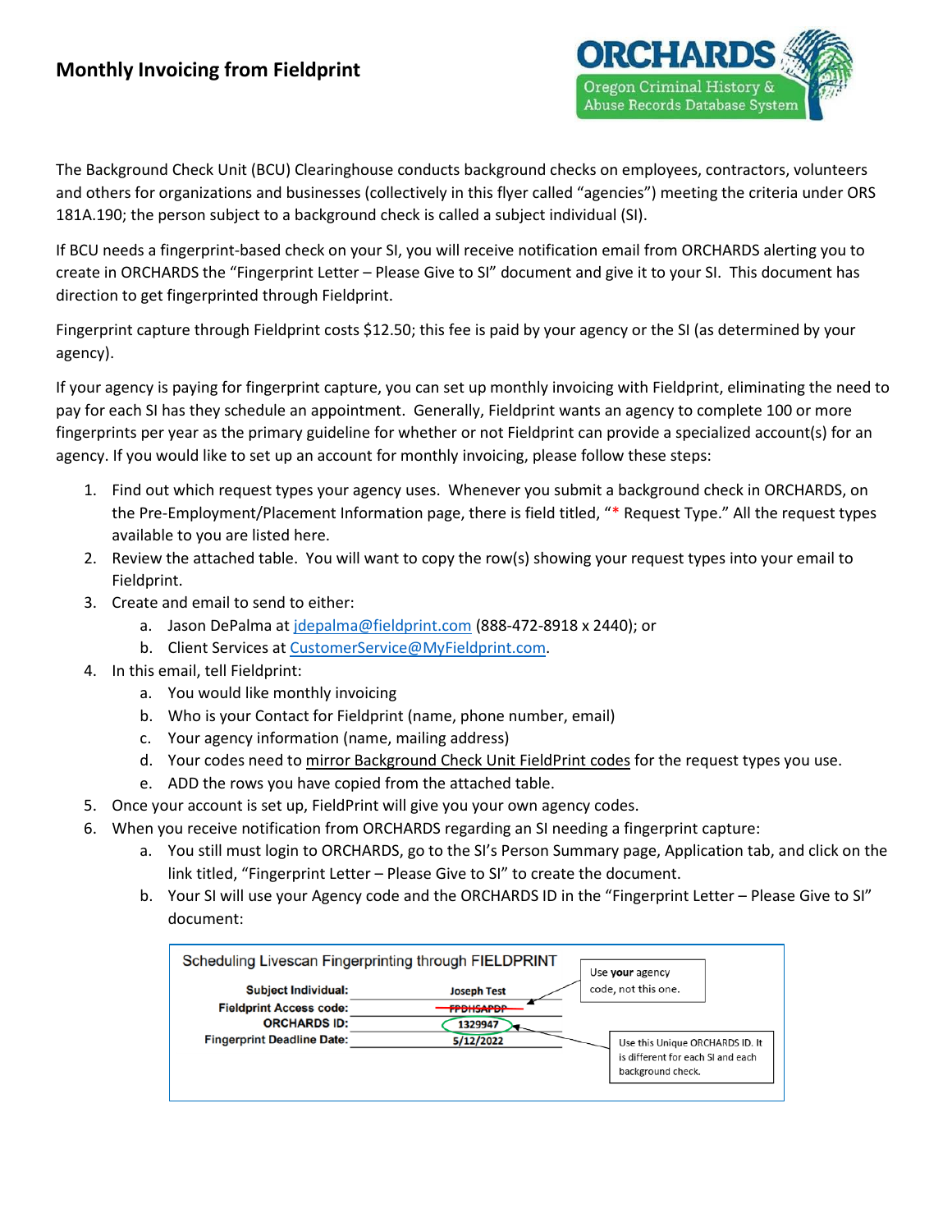# Monthly Invoicing from Fieldprint

ORCHARDS
Oregon Criminal History & Abuse Records Database System

The Background Check Unit (BCU) Clearinghouse conducts background checks on employees, contractors, volunteers and others for organizations and businesses (collectively in this flyer called "agencies") meeting the criteria under ORS 181A.190; the person subject to a background check is called a subject individual (SI).

If BCU needs a fingerprint-based check on your SI, you will receive notification email from ORCHARDS alerting you to create in ORCHARDS the "Fingerprint Letter – Please Give to SI" document and give it to your SI. This document has direction to get fingerprinted through Fieldprint.

Fingerprint capture through Fieldprint costs $12.50; this fee is paid by your agency or the SI (as determined by your agency).

If your agency is paying for fingerprint capture, you can set up monthly invoicing with Fieldprint, eliminating the need to pay for each SI has they schedule an appointment. Generally, Fieldprint wants an agency to complete 100 or more fingerprints per year as the primary guideline for whether or not Fieldprint can provide a specialized account(s) for an agency. If you would like to set up an account for monthly invoicing, please follow these steps:

1. Find out which request types your agency uses. Whenever you submit a background check in ORCHARDS, on the Pre-Employment/Placement Information page, there is field titled, "* Request Type." All the request types available to you are listed here.
2. Review the attached table. You will want to copy the row(s) showing your request types into your email to Fieldprint.
3. Create and email to send to either:
   a. Jason DePalma at jdepalma@fieldprint.com (888-472-8918 x 2440); or
   b. Client Services at CustomerService@MyFieldprint.com.
4. In this email, tell Fieldprint:
   a. You would like monthly invoicing
   b. Who is your Contact for Fieldprint (name, phone number, email)
   c. Your agency information (name, mailing address)
   d. Your codes need to mirror Background Check Unit FieldPrint codes for the request types you use.
   e. ADD the rows you have copied from the attached table.
5. Once your account is set up, FieldPrint will give you your own agency codes.
6. When you receive notification from ORCHARDS regarding an SI needing a fingerprint capture:
   a. You still must login to ORCHARDS, go to the SI's Person Summary page, Application tab, and click on the link titled, "Fingerprint Letter – Please Give to SI" to create the document.
   b. Your SI will use your Agency code and the ORCHARDS ID in the "Fingerprint Letter – Please Give to SI" document:

Scheduling Livescan Fingerprinting through FIELDPRINT

| | |
|---|---|
| Subject Individual: | Joseph Test |
| Fieldprint Access code: | ~~FPDHSAPDP~~ |
| ORCHARDS ID: | 1329947 |
| Fingerprint Deadline Date: | 5/12/2022 |

Use **your** agency code, not this one.

Use this Unique ORCHARDS ID. It is different for each SI and each background check.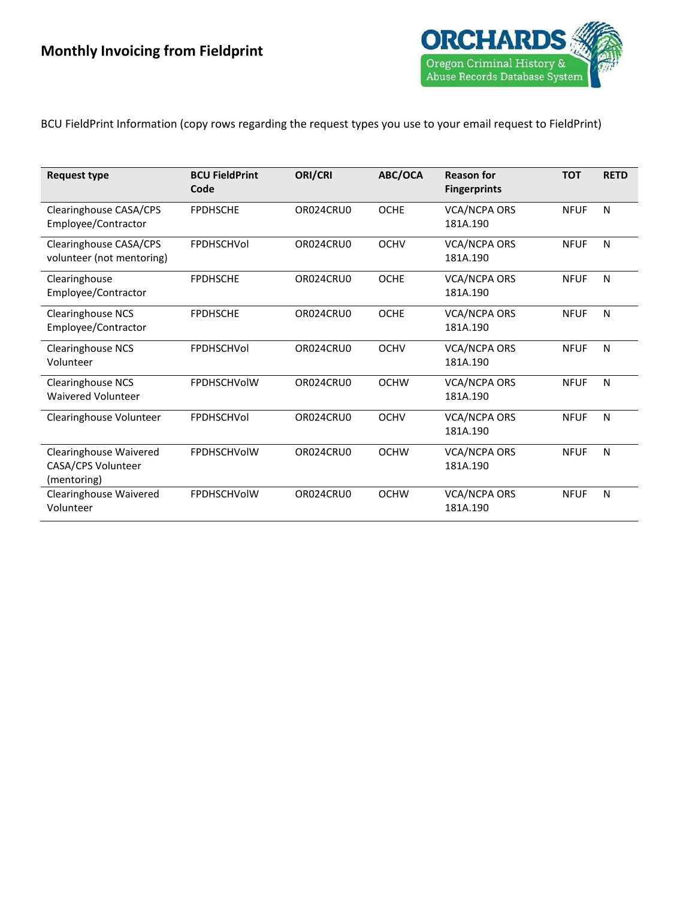# Monthly Invoicing from Fieldprint

ORCHARDS
Oregon Criminal History & Abuse Records Database System

BCU FieldPrint Information (copy rows regarding the request types you use to your email request to FieldPrint)

| Request type | BCU FieldPrint Code | ORI/CRI | ABC/OCA | Reason for Fingerprints | TOT | RETD |
|---|---|---|---|---|---|---|
| Clearinghouse CASA/CPS Employee/Contractor | FPDHSCHE | OR024CRU0 | OCHE | VCA/NCPA ORS 181A.190 | NFUF | N |
| Clearinghouse CASA/CPS volunteer (not mentoring) | FPDHSCHVol | OR024CRU0 | OCHV | VCA/NCPA ORS 181A.190 | NFUF | N |
| Clearinghouse Employee/Contractor | FPDHSCHE | OR024CRU0 | OCHE | VCA/NCPA ORS 181A.190 | NFUF | N |
| Clearinghouse NCS Employee/Contractor | FPDHSCHE | OR024CRU0 | OCHE | VCA/NCPA ORS 181A.190 | NFUF | N |
| Clearinghouse NCS Volunteer | FPDHSCHVol | OR024CRU0 | OCHV | VCA/NCPA ORS 181A.190 | NFUF | N |
| Clearinghouse NCS Waivered Volunteer | FPDHSCHVolW | OR024CRU0 | OCHW | VCA/NCPA ORS 181A.190 | NFUF | N |
| Clearinghouse Volunteer | FPDHSCHVol | OR024CRU0 | OCHV | VCA/NCPA ORS 181A.190 | NFUF | N |
| Clearinghouse Waivered CASA/CPS Volunteer (mentoring) | FPDHSCHVolW | OR024CRU0 | OCHW | VCA/NCPA ORS 181A.190 | NFUF | N |
| Clearinghouse Waivered Volunteer | FPDHSCHVolW | OR024CRU0 | OCHW | VCA/NCPA ORS 181A.190 | NFUF | N |